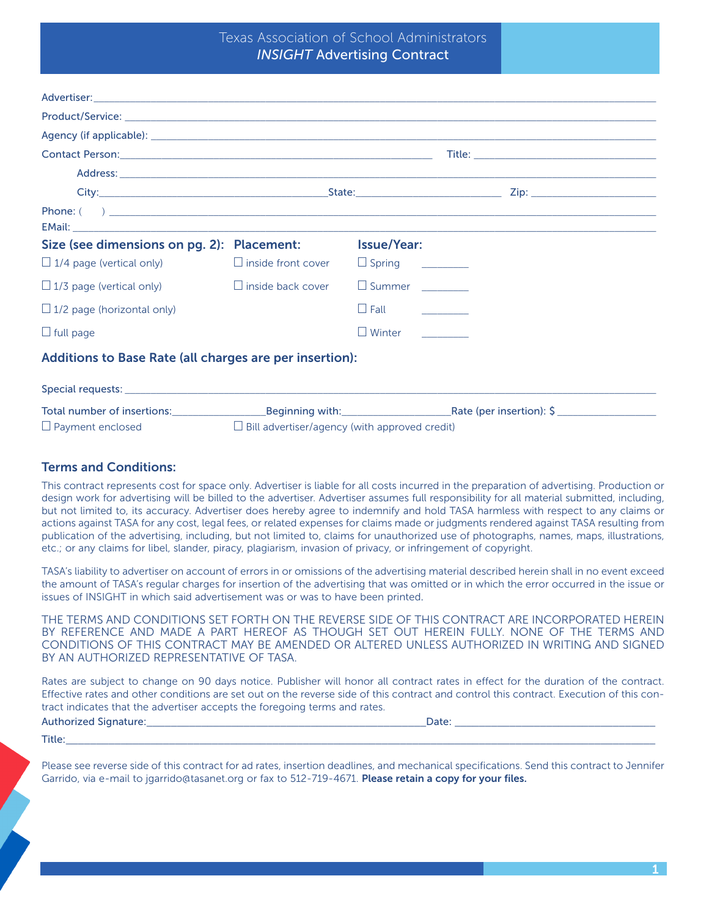# Texas Association of School Administrators
## *INSIGHT* Advertising Contract

Advertiser: ______________________________________________

Product/Service: ______________________________________________

Agency (if applicable): ______________________________________________

Contact Person: ______________________________ Title: ______________________

Address: ______________________________________________

City: ______________________ State: ______________ Zip: ______________

Phone: ( ) ______________________________________________

EMail: ______________________________________________

| Size (see dimensions on pg. 2): | Placement: | Issue/Year: | |
|---|---|---|---|
| ☐ 1/4 page (vertical only) | ☐ inside front cover | ☐ Spring | ________ |
| ☐ 1/3 page (vertical only) | ☐ inside back cover | ☐ Summer | ________ |
| ☐ 1/2 page (horizontal only) | | ☐ Fall | ________ |
| ☐ full page | | ☐ Winter | ________ |

### Additions to Base Rate (all charges are per insertion):

Special requests: ______________________________________________

Total number of insertions: ____________ Beginning with: ____________ Rate (per insertion): $ ____________

☐ Payment enclosed ☐ Bill advertiser/agency (with approved credit)

### Terms and Conditions:

This contract represents cost for space only. Advertiser is liable for all costs incurred in the preparation of advertising. Production or design work for advertising will be billed to the advertiser. Advertiser assumes full responsibility for all material submitted, including, but not limited to, its accuracy. Advertiser does hereby agree to indemnify and hold TASA harmless with respect to any claims or actions against TASA for any cost, legal fees, or related expenses for claims made or judgments rendered against TASA resulting from publication of the advertising, including, but not limited to, claims for unauthorized use of photographs, names, maps, illustrations, etc.; or any claims for libel, slander, piracy, plagiarism, invasion of privacy, or infringement of copyright.

TASA's liability to advertiser on account of errors in or omissions of the advertising material described herein shall in no event exceed the amount of TASA's regular charges for insertion of the advertising that was omitted or in which the error occurred in the issue or issues of INSIGHT in which said advertisement was or was to have been printed.

THE TERMS AND CONDITIONS SET FORTH ON THE REVERSE SIDE OF THIS CONTRACT ARE INCORPORATED HEREIN BY REFERENCE AND MADE A PART HEREOF AS THOUGH SET OUT HEREIN FULLY. NONE OF THE TERMS AND CONDITIONS OF THIS CONTRACT MAY BE AMENDED OR ALTERED UNLESS AUTHORIZED IN WRITING AND SIGNED BY AN AUTHORIZED REPRESENTATIVE OF TASA.

Rates are subject to change on 90 days notice. Publisher will honor all contract rates in effect for the duration of the contract. Effective rates and other conditions are set out on the reverse side of this contract and control this contract. Execution of this contract indicates that the advertiser accepts the foregoing terms and rates.

Authorized Signature: ______________________________ Date: ______________________

Title: ______________________________________________

Please see reverse side of this contract for ad rates, insertion deadlines, and mechanical specifications. Send this contract to Jennifer Garrido, via e-mail to jgarrido@tasanet.org or fax to 512-719-4671. **Please retain a copy for your files.**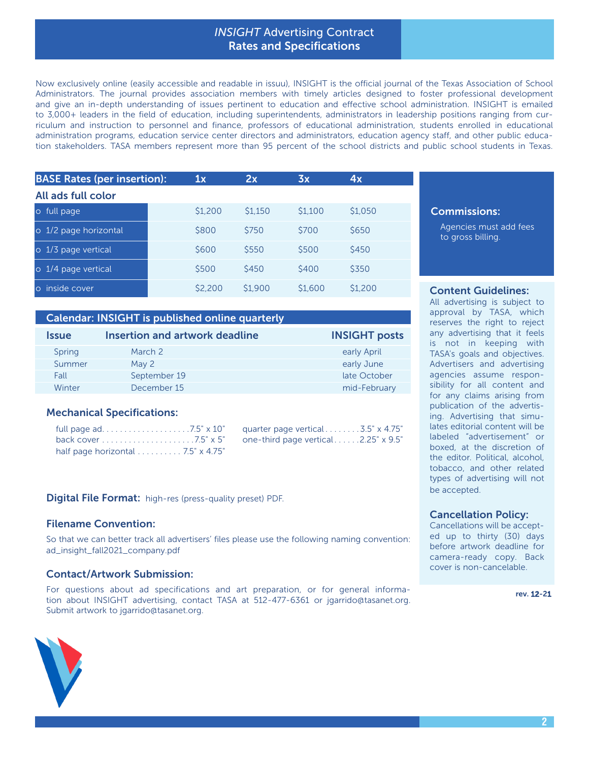# *INSIGHT* Advertising Contract
## Rates and Specifications

Now exclusively online (easily accessible and readable in issuu), INSIGHT is the official journal of the Texas Association of School Administrators. The journal provides association members with timely articles designed to foster professional development and give an in-depth understanding of issues pertinent to education and effective school administration. INSIGHT is emailed to 3,000+ leaders in the field of education, including superintendents, administrators in leadership positions ranging from curriculum and instruction to personnel and finance, professors of educational administration, students enrolled in educational administration programs, education service center directors and administrators, education agency staff, and other public education stakeholders. TASA members represent more than 95 percent of the school districts and public school students in Texas.

| BASE Rates (per insertion): | 1x | 2x | 3x | 4x |
|---|---|---|---|---|
| **All ads full color** | | | | |
| o full page | $1,200 | $1,150 | $1,100 | $1,050 |
| o 1/2 page horizontal | $800 | $750 | $700 | $650 |
| o 1/3 page vertical | $600 | $550 | $500 | $450 |
| o 1/4 page vertical | $500 | $450 | $400 | $350 |
| o inside cover | $2,200 | $1,900 | $1,600 | $1,200 |

### Commissions:

Agencies must add fees to gross billing.

### Calendar: INSIGHT is published online quarterly

| Issue | Insertion and artwork deadline | INSIGHT posts |
|---|---|---|
| Spring | March 2 | early April |
| Summer | May 2 | early June |
| Fall | September 19 | late October |
| Winter | December 15 | mid-February |

### Mechanical Specifications:

- full page ad. . . . . . . . . . . . . . . . . . . .7.5" x 10"
- back cover . . . . . . . . . . . . . . . . . . . . .7.5" x 5"
- half page horizontal . . . . . . . . . . 7.5" x 4.75"
- quarter page vertical . . . . . . . . 3.5" x 4.75"
- one-third page vertical . . . . . .2.25" x 9.5"

### Digital File Format:

high-res (press-quality preset) PDF.

### Filename Convention:

So that we can better track all advertisers' files please use the following naming convention: ad_insight_fall2021_company.pdf

### Contact/Artwork Submission:

For questions about ad specifications and art preparation, or for general information about INSIGHT advertising, contact TASA at 512-477-6361 or jgarrido@tasanet.org. Submit artwork to jgarrido@tasanet.org.

### Content Guidelines:

All advertising is subject to approval by TASA, which reserves the right to reject any advertising that it feels is not in keeping with TASA's goals and objectives. Advertisers and advertising agencies assume responsibility for all content and for any claims arising from publication of the advertising. Advertising that simulates editorial content will be labeled "advertisement" or boxed, at the discretion of the editor. Political, alcohol, tobacco, and other related types of advertising will not be accepted.

### Cancellation Policy:

Cancellations will be accepted up to thirty (30) days before artwork deadline for camera-ready copy. Back cover is non-cancelable.

rev. 12-21